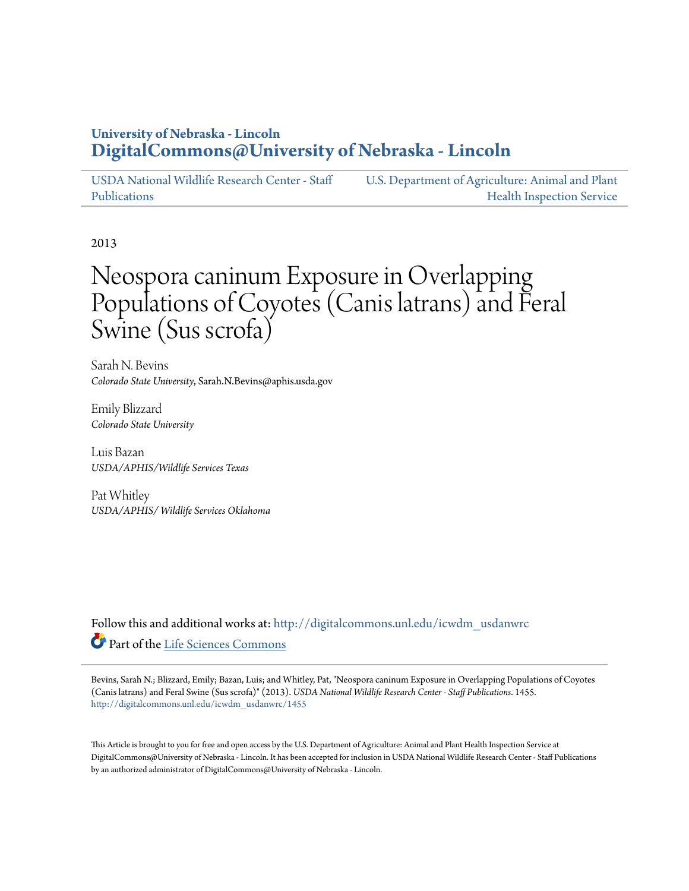**University of Nebraska - Lincoln**
**DigitalCommons@University of Nebraska - Lincoln**

USDA National Wildlife Research Center - Staff Publications | U.S. Department of Agriculture: Animal and Plant Health Inspection Service

2013

# Neospora caninum Exposure in Overlapping Populations of Coyotes (Canis latrans) and Feral Swine (Sus scrofa)

Sarah N. Bevins
*Colorado State University*, Sarah.N.Bevins@aphis.usda.gov

Emily Blizzard
*Colorado State University*

Luis Bazan
*USDA/APHIS/Wildlife Services Texas*

Pat Whitley
*USDA/APHIS/ Wildlife Services Oklahoma*

Follow this and additional works at: http://digitalcommons.unl.edu/icwdm_usdanwrc

Part of the Life Sciences Commons

Bevins, Sarah N.; Blizzard, Emily; Bazan, Luis; and Whitley, Pat, "Neospora caninum Exposure in Overlapping Populations of Coyotes (Canis latrans) and Feral Swine (Sus scrofa)" (2013). *USDA National Wildlife Research Center - Staff Publications*. 1455.
http://digitalcommons.unl.edu/icwdm_usdanwrc/1455

This Article is brought to you for free and open access by the U.S. Department of Agriculture: Animal and Plant Health Inspection Service at DigitalCommons@University of Nebraska - Lincoln. It has been accepted for inclusion in USDA National Wildlife Research Center - Staff Publications by an authorized administrator of DigitalCommons@University of Nebraska - Lincoln.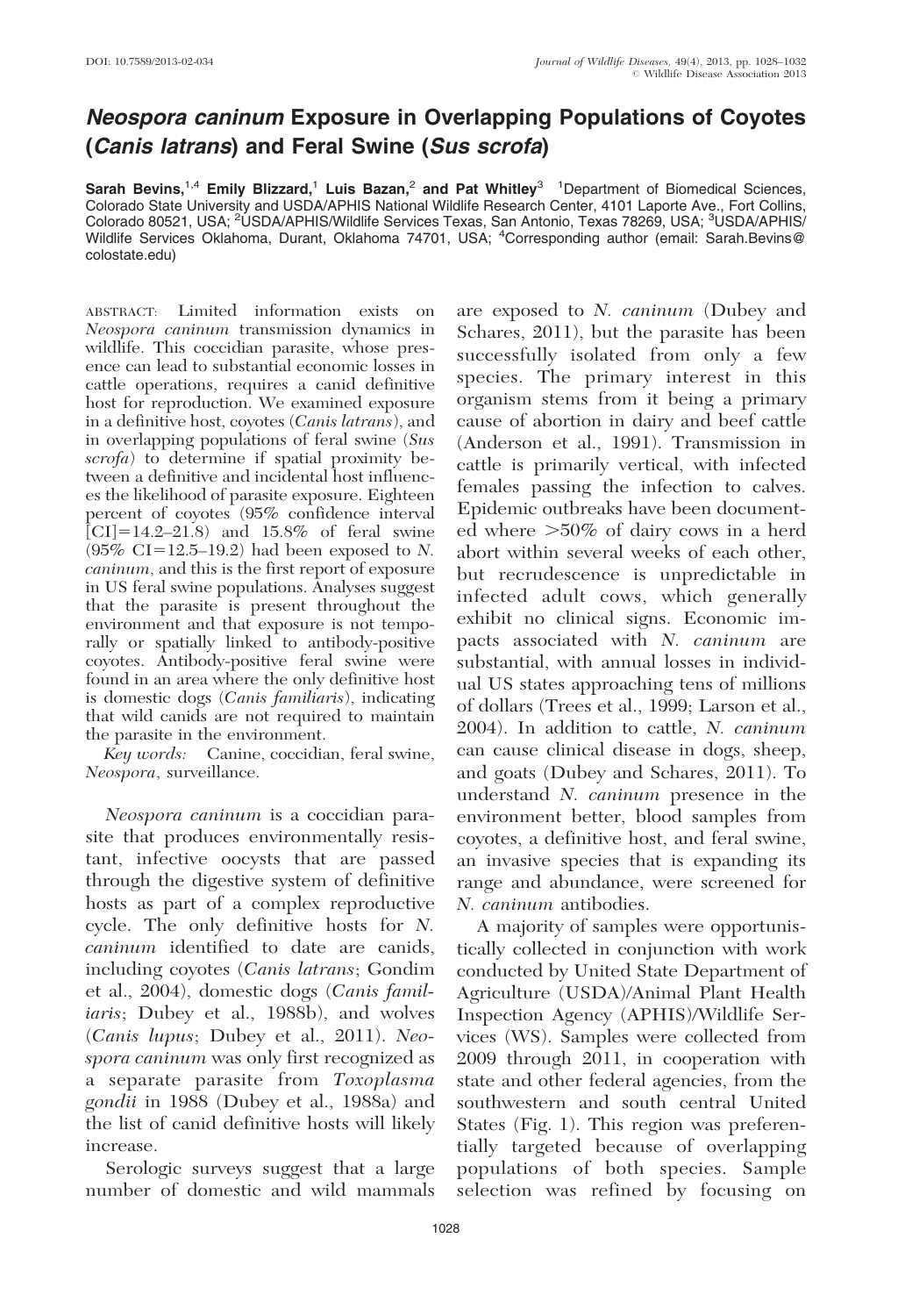# *Neospora caninum* Exposure in Overlapping Populations of Coyotes (*Canis latrans*) and Feral Swine (*Sus scrofa*)

**Sarah Bevins,[1,4] Emily Blizzard,[1] Luis Bazan,[2] and Pat Whitley[3]** [1]Department of Biomedical Sciences, Colorado State University and USDA/APHIS National Wildlife Research Center, 4101 Laporte Ave., Fort Collins, Colorado 80521, USA; [2]USDA/APHIS/Wildlife Services Texas, San Antonio, Texas 78269, USA; [3]USDA/APHIS/Wildlife Services Oklahoma, Durant, Oklahoma 74701, USA; [4]Corresponding author (email: Sarah.Bevins@colostate.edu)

ABSTRACT: Limited information exists on *Neospora caninum* transmission dynamics in wildlife. This coccidian parasite, whose presence can lead to substantial economic losses in cattle operations, requires a canid definitive host for reproduction. We examined exposure in a definitive host, coyotes (*Canis latrans*), and in overlapping populations of feral swine (*Sus scrofa*) to determine if spatial proximity between a definitive and incidental host influences the likelihood of parasite exposure. Eighteen percent of coyotes (95% confidence interval [CI]=14.2–21.8) and 15.8% of feral swine (95% CI=12.5–19.2) had been exposed to *N. caninum*, and this is the first report of exposure in US feral swine populations. Analyses suggest that the parasite is present throughout the environment and that exposure is not temporally or spatially linked to antibody-positive coyotes. Antibody-positive feral swine were found in an area where the only definitive host is domestic dogs (*Canis familiaris*), indicating that wild canids are not required to maintain the parasite in the environment.

*Key words:* Canine, coccidian, feral swine, *Neospora*, surveillance.

*Neospora caninum* is a coccidian parasite that produces environmentally resistant, infective oocysts that are passed through the digestive system of definitive hosts as part of a complex reproductive cycle. The only definitive hosts for *N. caninum* identified to date are canids, including coyotes (*Canis latrans*; Gondim et al., 2004), domestic dogs (*Canis familiaris*; Dubey et al., 1988b), and wolves (*Canis lupus*; Dubey et al., 2011). *Neospora caninum* was only first recognized as a separate parasite from *Toxoplasma gondii* in 1988 (Dubey et al., 1988a) and the list of canid definitive hosts will likely increase.

Serologic surveys suggest that a large number of domestic and wild mammals are exposed to *N. caninum* (Dubey and Schares, 2011), but the parasite has been successfully isolated from only a few species. The primary interest in this organism stems from it being a primary cause of abortion in dairy and beef cattle (Anderson et al., 1991). Transmission in cattle is primarily vertical, with infected females passing the infection to calves. Epidemic outbreaks have been documented where >50% of dairy cows in a herd abort within several weeks of each other, but recrudescence is unpredictable in infected adult cows, which generally exhibit no clinical signs. Economic impacts associated with *N. caninum* are substantial, with annual losses in individual US states approaching tens of millions of dollars (Trees et al., 1999; Larson et al., 2004). In addition to cattle, *N. caninum* can cause clinical disease in dogs, sheep, and goats (Dubey and Schares, 2011). To understand *N. caninum* presence in the environment better, blood samples from coyotes, a definitive host, and feral swine, an invasive species that is expanding its range and abundance, were screened for *N. caninum* antibodies.

A majority of samples were opportunistically collected in conjunction with work conducted by United State Department of Agriculture (USDA)/Animal Plant Health Inspection Agency (APHIS)/Wildlife Services (WS). Samples were collected from 2009 through 2011, in cooperation with state and other federal agencies, from the southwestern and south central United States (Fig. 1). This region was preferentially targeted because of overlapping populations of both species. Sample selection was refined by focusing on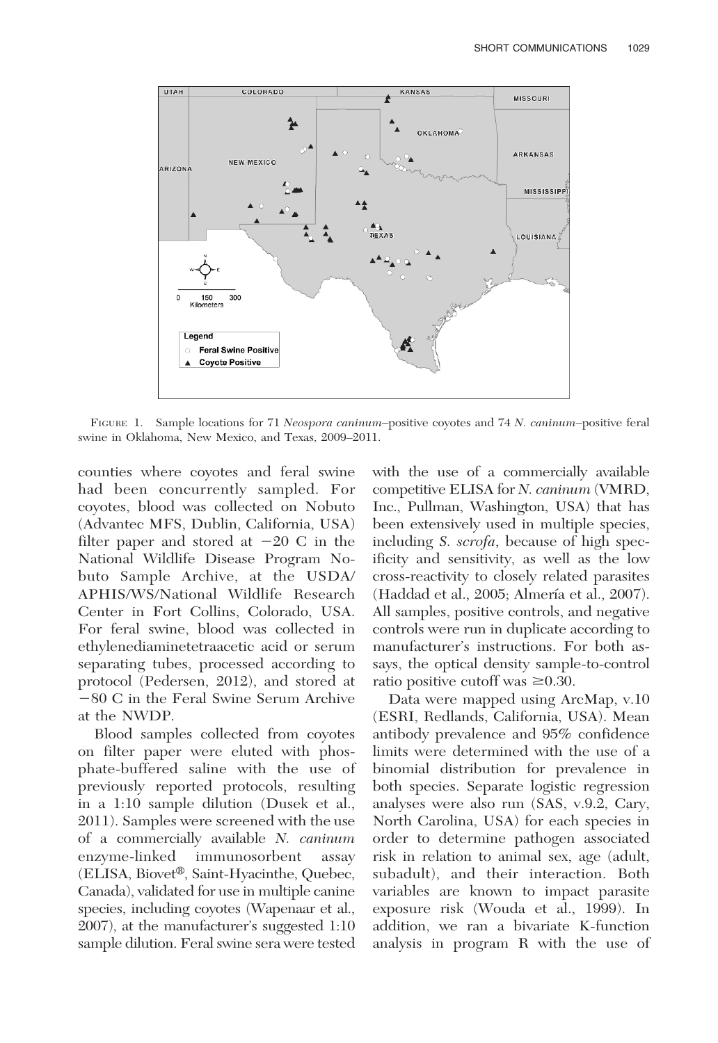FIGURE 1. Sample locations for 71 *Neospora caninum*–positive coyotes and 74 *N. caninum*–positive feral swine in Oklahoma, New Mexico, and Texas, 2009–2011.

counties where coyotes and feral swine had been concurrently sampled. For coyotes, blood was collected on Nobuto (Advantec MFS, Dublin, California, USA) filter paper and stored at −20 C in the National Wildlife Disease Program Nobuto Sample Archive, at the USDA/APHIS/WS/National Wildlife Research Center in Fort Collins, Colorado, USA. For feral swine, blood was collected in ethylenediaminetetraacetic acid or serum separating tubes, processed according to protocol (Pedersen, 2012), and stored at −80 C in the Feral Swine Serum Archive at the NWDP.

Blood samples collected from coyotes on filter paper were eluted with phosphate-buffered saline with the use of previously reported protocols, resulting in a 1:10 sample dilution (Dusek et al., 2011). Samples were screened with the use of a commercially available *N. caninum* enzyme-linked immunosorbent assay (ELISA, Biovet®, Saint-Hyacinthe, Quebec, Canada), validated for use in multiple canine species, including coyotes (Wapenaar et al., 2007), at the manufacturer's suggested 1:10 sample dilution. Feral swine sera were tested with the use of a commercially available competitive ELISA for *N. caninum* (VMRD, Inc., Pullman, Washington, USA) that has been extensively used in multiple species, including *S. scrofa*, because of high specificity and sensitivity, as well as the low cross-reactivity to closely related parasites (Haddad et al., 2005; Almería et al., 2007). All samples, positive controls, and negative controls were run in duplicate according to manufacturer's instructions. For both assays, the optical density sample-to-control ratio positive cutoff was ≥0.30.

Data were mapped using ArcMap, v.10 (ESRI, Redlands, California, USA). Mean antibody prevalence and 95% confidence limits were determined with the use of a binomial distribution for prevalence in both species. Separate logistic regression analyses were also run (SAS, v.9.2, Cary, North Carolina, USA) for each species in order to determine pathogen associated risk in relation to animal sex, age (adult, subadult), and their interaction. Both variables are known to impact parasite exposure risk (Wouda et al., 1999). In addition, we ran a bivariate K-function analysis in program R with the use of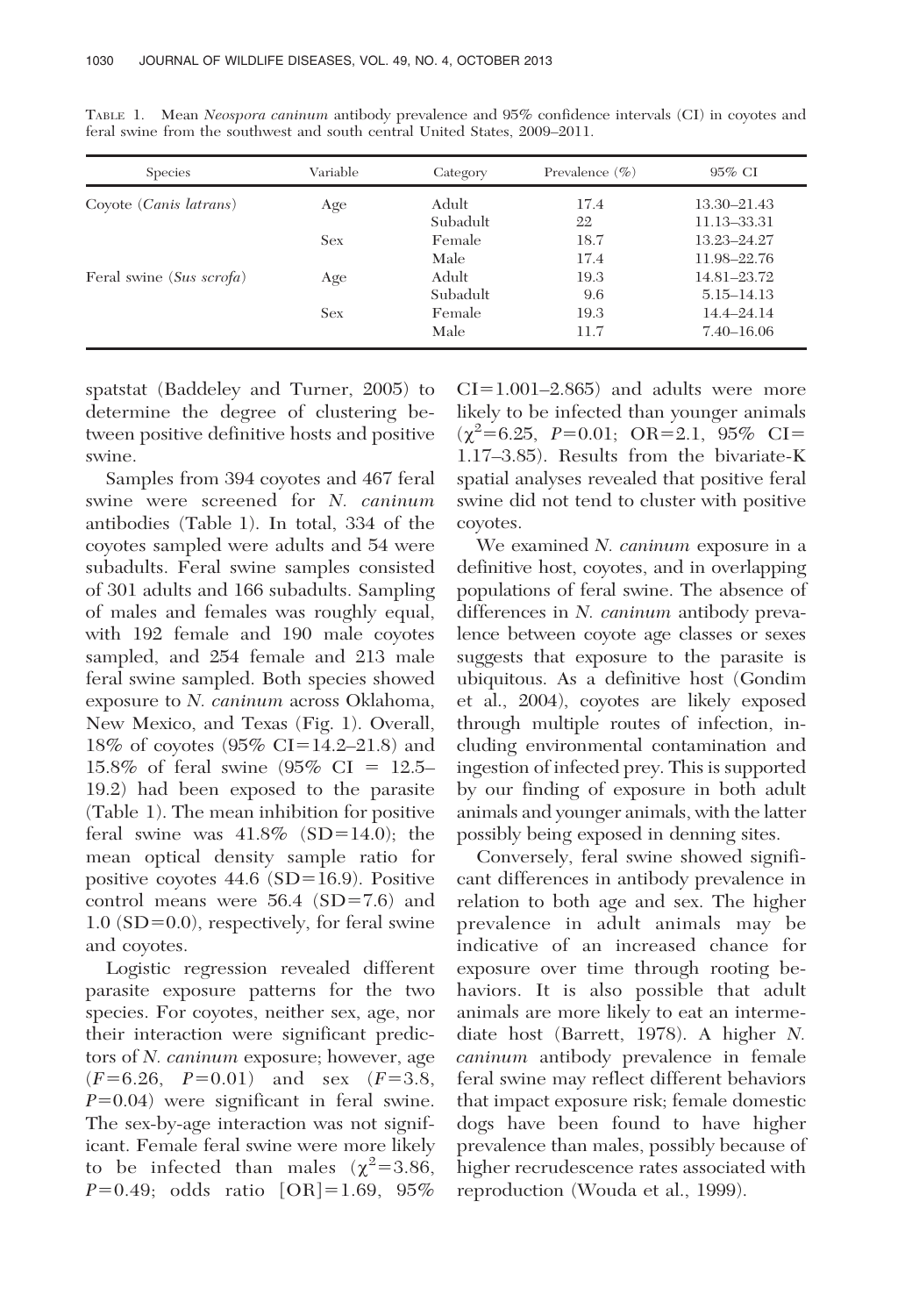TABLE 1. Mean *Neospora caninum* antibody prevalence and 95% confidence intervals (CI) in coyotes and feral swine from the southwest and south central United States, 2009–2011.

| Species | Variable | Category | Prevalence (%) | 95% CI |
|---|---|---|---|---|
| Coyote (*Canis latrans*) | Age | Adult | 17.4 | 13.30–21.43 |
| | | Subadult | 22 | 11.13–33.31 |
| | Sex | Female | 18.7 | 13.23–24.27 |
| | | Male | 17.4 | 11.98–22.76 |
| Feral swine (*Sus scrofa*) | Age | Adult | 19.3 | 14.81–23.72 |
| | | Subadult | 9.6 | 5.15–14.13 |
| | Sex | Female | 19.3 | 14.4–24.14 |
| | | Male | 11.7 | 7.40–16.06 |

spatstat (Baddeley and Turner, 2005) to determine the degree of clustering between positive definitive hosts and positive swine.

Samples from 394 coyotes and 467 feral swine were screened for *N. caninum* antibodies (Table 1). In total, 334 of the coyotes sampled were adults and 54 were subadults. Feral swine samples consisted of 301 adults and 166 subadults. Sampling of males and females was roughly equal, with 192 female and 190 male coyotes sampled, and 254 female and 213 male feral swine sampled. Both species showed exposure to *N. caninum* across Oklahoma, New Mexico, and Texas (Fig. 1). Overall, 18% of coyotes (95% CI=14.2–21.8) and 15.8% of feral swine (95% CI = 12.5–19.2) had been exposed to the parasite (Table 1). The mean inhibition for positive feral swine was 41.8% (SD=14.0); the mean optical density sample ratio for positive coyotes 44.6 (SD=16.9). Positive control means were 56.4 (SD=7.6) and 1.0 (SD=0.0), respectively, for feral swine and coyotes.

Logistic regression revealed different parasite exposure patterns for the two species. For coyotes, neither sex, age, nor their interaction were significant predictors of *N. caninum* exposure; however, age ($F$=6.26, $P$=0.01) and sex ($F$=3.8, $P$=0.04) were significant in feral swine. The sex-by-age interaction was not significant. Female feral swine were more likely to be infected than males ($\chi^2$=3.86, $P$=0.49; odds ratio [OR]=1.69, 95% CI=1.001–2.865) and adults were more likely to be infected than younger animals ($\chi^2$=6.25, $P$=0.01; OR=2.1, 95% CI=1.17–3.85). Results from the bivariate-K spatial analyses revealed that positive feral swine did not tend to cluster with positive coyotes.

We examined *N. caninum* exposure in a definitive host, coyotes, and in overlapping populations of feral swine. The absence of differences in *N. caninum* antibody prevalence between coyote age classes or sexes suggests that exposure to the parasite is ubiquitous. As a definitive host (Gondim et al., 2004), coyotes are likely exposed through multiple routes of infection, including environmental contamination and ingestion of infected prey. This is supported by our finding of exposure in both adult animals and younger animals, with the latter possibly being exposed in denning sites.

Conversely, feral swine showed significant differences in antibody prevalence in relation to both age and sex. The higher prevalence in adult animals may be indicative of an increased chance for exposure over time through rooting behaviors. It is also possible that adult animals are more likely to eat an intermediate host (Barrett, 1978). A higher *N. caninum* antibody prevalence in female feral swine may reflect different behaviors that impact exposure risk; female domestic dogs have been found to have higher prevalence than males, possibly because of higher recrudescence rates associated with reproduction (Wouda et al., 1999).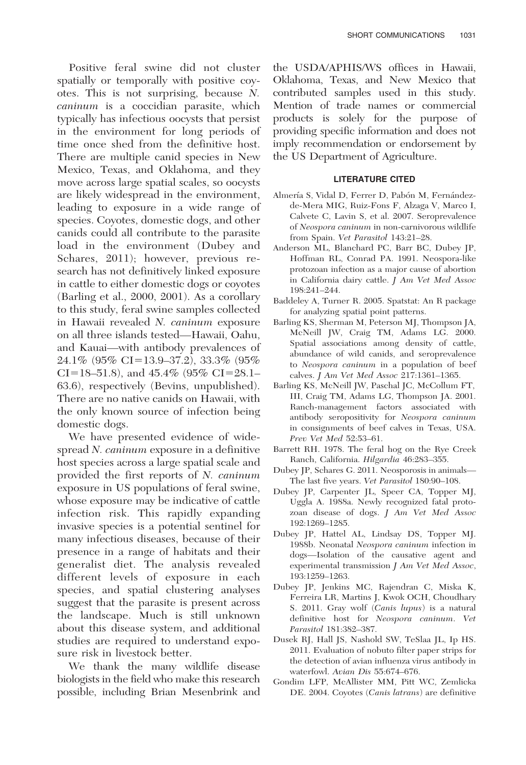Positive feral swine did not cluster spatially or temporally with positive coyotes. This is not surprising, because *N. caninum* is a coccidian parasite, which typically has infectious oocysts that persist in the environment for long periods of time once shed from the definitive host. There are multiple canid species in New Mexico, Texas, and Oklahoma, and they move across large spatial scales, so oocysts are likely widespread in the environment, leading to exposure in a wide range of species. Coyotes, domestic dogs, and other canids could all contribute to the parasite load in the environment (Dubey and Schares, 2011); however, previous research has not definitively linked exposure in cattle to either domestic dogs or coyotes (Barling et al., 2000, 2001). As a corollary to this study, feral swine samples collected in Hawaii revealed *N. caninum* exposure on all three islands tested—Hawaii, Oahu, and Kauai—with antibody prevalences of 24.1% (95% CI=13.9–37.2), 33.3% (95% CI=18–51.8), and 45.4% (95% CI=28.1–63.6), respectively (Bevins, unpublished). There are no native canids on Hawaii, with the only known source of infection being domestic dogs.

We have presented evidence of widespread *N. caninum* exposure in a definitive host species across a large spatial scale and provided the first reports of *N. caninum* exposure in US populations of feral swine, whose exposure may be indicative of cattle infection risk. This rapidly expanding invasive species is a potential sentinel for many infectious diseases, because of their presence in a range of habitats and their generalist diet. The analysis revealed different levels of exposure in each species, and spatial clustering analyses suggest that the parasite is present across the landscape. Much is still unknown about this disease system, and additional studies are required to understand exposure risk in livestock better.

We thank the many wildlife disease biologists in the field who make this research possible, including Brian Mesenbrink and the USDA/APHIS/WS offices in Hawaii, Oklahoma, Texas, and New Mexico that contributed samples used in this study. Mention of trade names or commercial products is solely for the purpose of providing specific information and does not imply recommendation or endorsement by the US Department of Agriculture.

## LITERATURE CITED

Almería S, Vidal D, Ferrer D, Pabón M, Fernández-de-Mera MIG, Ruiz-Fons F, Alzaga V, Marco I, Calvete C, Lavin S, et al. 2007. Seroprevalence of *Neospora caninum* in non-carnivorous wildlife from Spain. *Vet Parasitol* 143:21–28.

Anderson ML, Blanchard PC, Barr BC, Dubey JP, Hoffman RL, Conrad PA. 1991. Neospora-like protozoan infection as a major cause of abortion in California dairy cattle. *J Am Vet Med Assoc* 198:241–244.

Baddeley A, Turner R. 2005. Spatstat: An R package for analyzing spatial point patterns.

Barling KS, Sherman M, Peterson MJ, Thompson JA, McNeill JW, Craig TM, Adams LG. 2000. Spatial associations among density of cattle, abundance of wild canids, and seroprevalence to *Neospora caninum* in a population of beef calves. *J Am Vet Med Assoc* 217:1361–1365.

Barling KS, McNeill JW, Paschal JC, McCollum FT, III, Craig TM, Adams LG, Thompson JA. 2001. Ranch-management factors associated with antibody seropositivity for *Neospora caninum* in consignments of beef calves in Texas, USA. *Prev Vet Med* 52:53–61.

Barrett RH. 1978. The feral hog on the Rye Creek Ranch, California. *Hilgardia* 46:283–355.

Dubey JP, Schares G. 2011. Neosporosis in animals—The last five years. *Vet Parasitol* 180:90–108.

Dubey JP, Carpenter JL, Speer CA, Topper MJ, Uggla A. 1988a. Newly recognized fatal protozoan disease of dogs. *J Am Vet Med Assoc* 192:1269–1285.

Dubey JP, Hattel AL, Lindsay DS, Topper MJ. 1988b. Neonatal *Neospora caninum* infection in dogs—Isolation of the causative agent and experimental transmission *J Am Vet Med Assoc*, 193:1259–1263.

Dubey JP, Jenkins MC, Rajendran C, Miska K, Ferreira LR, Martins J, Kwok OCH, Choudhary S. 2011. Gray wolf (*Canis lupus*) is a natural definitive host for *Neospora caninum*. *Vet Parasitol* 181:382–387.

Dusek RJ, Hall JS, Nashold SW, TeSlaa JL, Ip HS. 2011. Evaluation of nobuto filter paper strips for the detection of avian influenza virus antibody in waterfowl. *Avian Dis* 55:674–676.

Gondim LFP, McAllister MM, Pitt WC, Zemlicka DE. 2004. Coyotes (*Canis latrans*) are definitive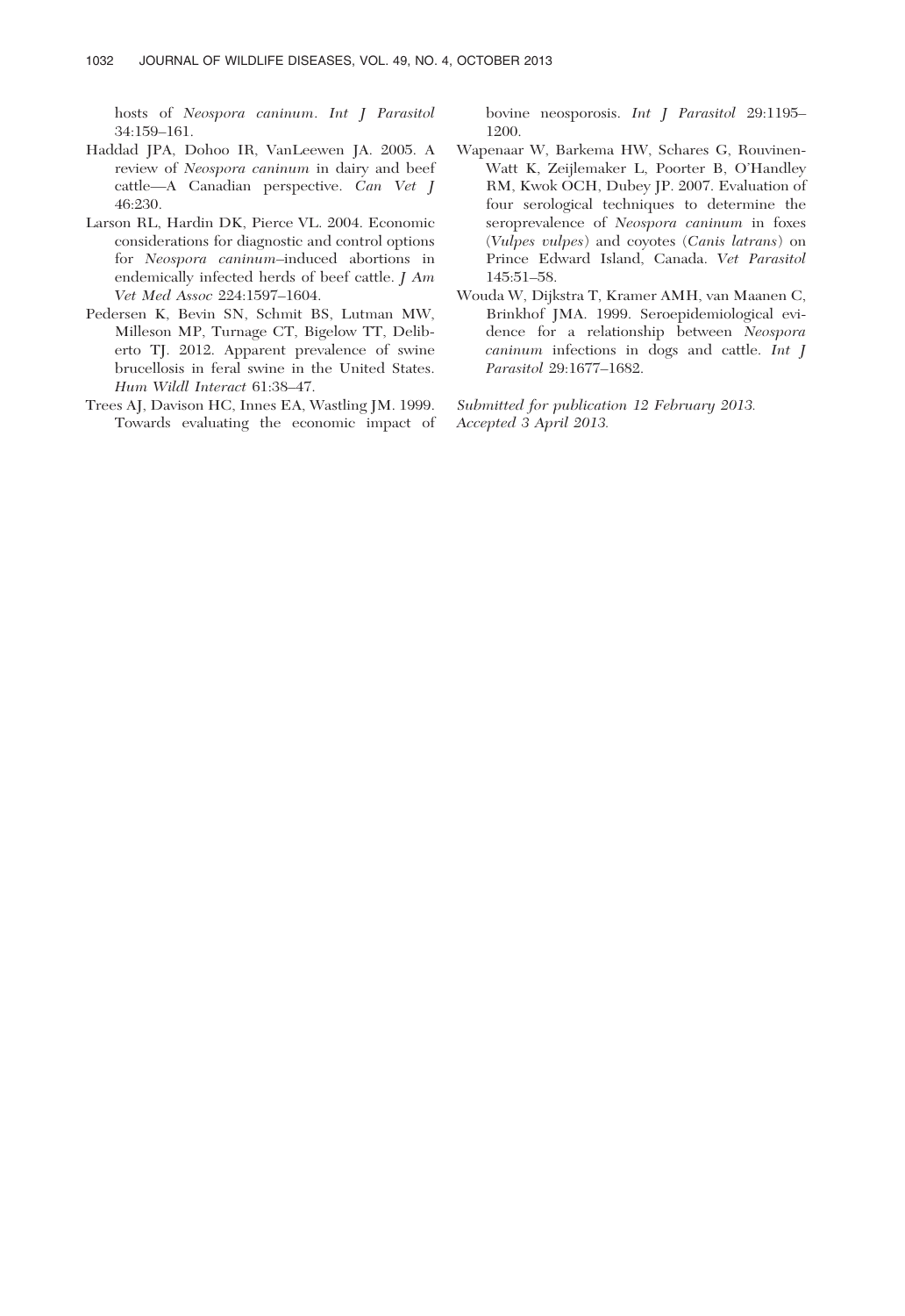hosts of *Neospora caninum*. *Int J Parasitol* 34:159–161.

Haddad JPA, Dohoo IR, VanLeewen JA. 2005. A review of *Neospora caninum* in dairy and beef cattle—A Canadian perspective. *Can Vet J* 46:230.

Larson RL, Hardin DK, Pierce VL. 2004. Economic considerations for diagnostic and control options for *Neospora caninum*–induced abortions in endemically infected herds of beef cattle. *J Am Vet Med Assoc* 224:1597–1604.

Pedersen K, Bevin SN, Schmit BS, Lutman MW, Milleson MP, Turnage CT, Bigelow TT, Deliberto TJ. 2012. Apparent prevalence of swine brucellosis in feral swine in the United States. *Hum Wildl Interact* 61:38–47.

Trees AJ, Davison HC, Innes EA, Wastling JM. 1999. Towards evaluating the economic impact of bovine neosporosis. *Int J Parasitol* 29:1195–1200.

Wapenaar W, Barkema HW, Schares G, Rouvinen-Watt K, Zeijlemaker L, Poorter B, O'Handley RM, Kwok OCH, Dubey JP. 2007. Evaluation of four serological techniques to determine the seroprevalence of *Neospora caninum* in foxes (*Vulpes vulpes*) and coyotes (*Canis latrans*) on Prince Edward Island, Canada. *Vet Parasitol* 145:51–58.

Wouda W, Dijkstra T, Kramer AMH, van Maanen C, Brinkhof JMA. 1999. Seroepidemiological evidence for a relationship between *Neospora caninum* infections in dogs and cattle. *Int J Parasitol* 29:1677–1682.

*Submitted for publication 12 February 2013.*
*Accepted 3 April 2013.*